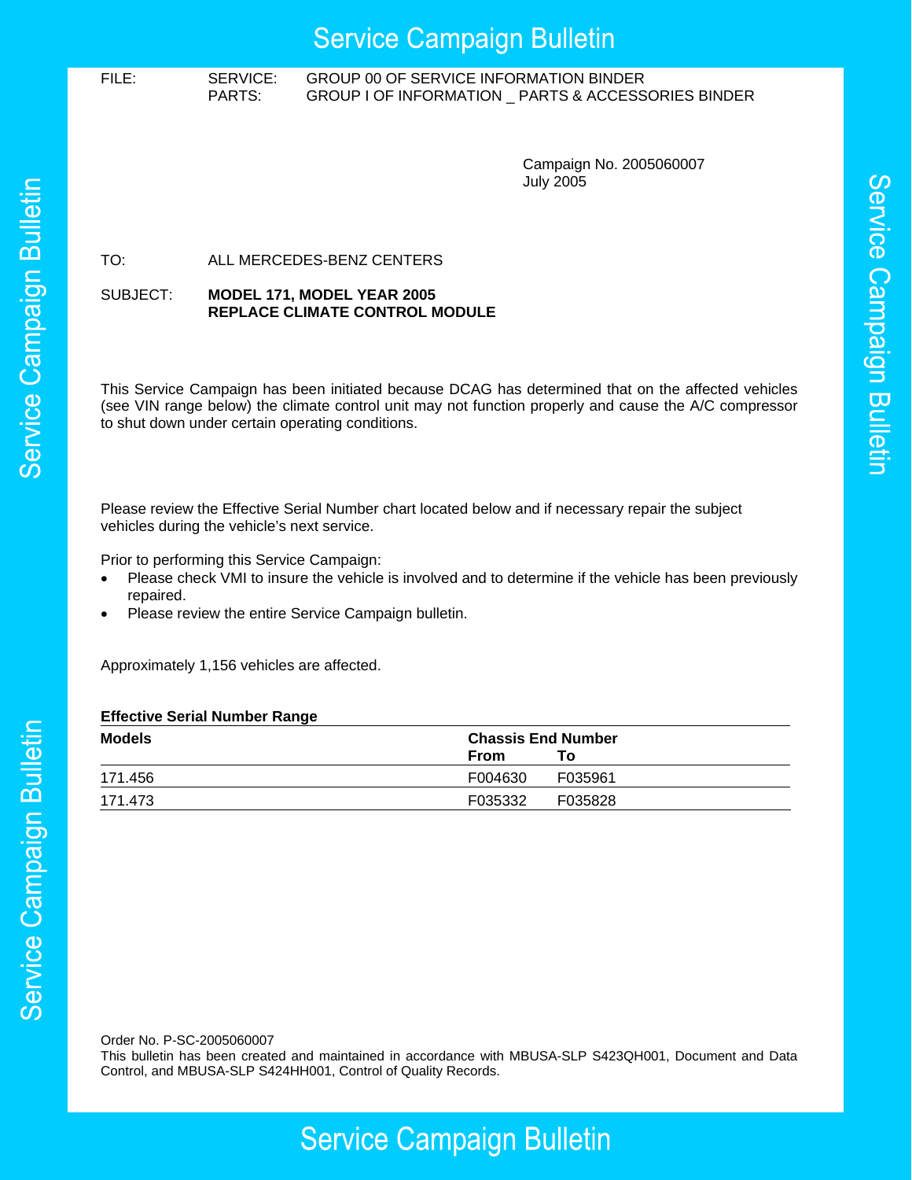# Service Campaign Bulletin

FILE: SERVICE: GROUP 00 OF SERVICE INFORMATION BINDER
PARTS: GROUP I OF INFORMATION _ PARTS & ACCESSORIES BINDER

Campaign No. 2005060007
July 2005

TO: ALL MERCEDES-BENZ CENTERS

SUBJECT: **MODEL 171, MODEL YEAR 2005**
**REPLACE CLIMATE CONTROL MODULE**

This Service Campaign has been initiated because DCAG has determined that on the affected vehicles (see VIN range below) the climate control unit may not function properly and cause the A/C compressor to shut down under certain operating conditions.

Please review the Effective Serial Number chart located below and if necessary repair the subject vehicles during the vehicle's next service.

Prior to performing this Service Campaign:

- Please check VMI to insure the vehicle is involved and to determine if the vehicle has been previously repaired.
- Please review the entire Service Campaign bulletin.

Approximately 1,156 vehicles are affected.

**Effective Serial Number Range**

| Models | Chassis End Number | |
|---|---|---|
| | From | To |
| 171.456 | F004630 | F035961 |
| 171.473 | F035332 | F035828 |

Order No. P-SC-2005060007
This bulletin has been created and maintained in accordance with MBUSA-SLP S423QH001, Document and Data Control, and MBUSA-SLP S424HH001, Control of Quality Records.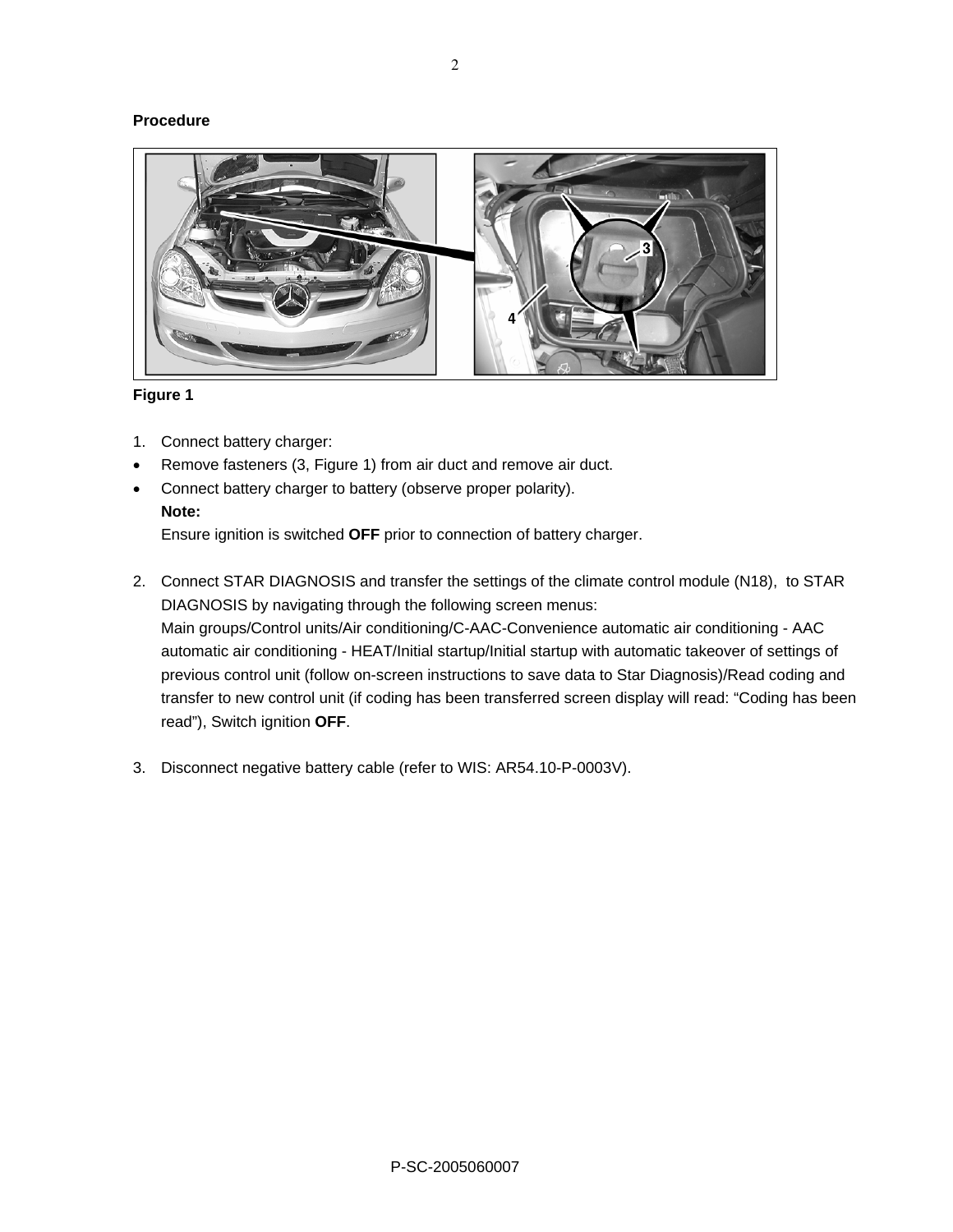**Procedure**

**Figure 1**

1. Connect battery charger:

- Remove fasteners (3, Figure 1) from air duct and remove air duct.
- Connect battery charger to battery (observe proper polarity).

  **Note:**

  Ensure ignition is switched **OFF** prior to connection of battery charger.

2. Connect STAR DIAGNOSIS and transfer the settings of the climate control module (N18), to STAR DIAGNOSIS by navigating through the following screen menus:
   Main groups/Control units/Air conditioning/C-AAC-Convenience automatic air conditioning - AAC automatic air conditioning - HEAT/Initial startup/Initial startup with automatic takeover of settings of previous control unit (follow on-screen instructions to save data to Star Diagnosis)/Read coding and transfer to new control unit (if coding has been transferred screen display will read: "Coding has been read"), Switch ignition **OFF**.

3. Disconnect negative battery cable (refer to WIS: AR54.10-P-0003V).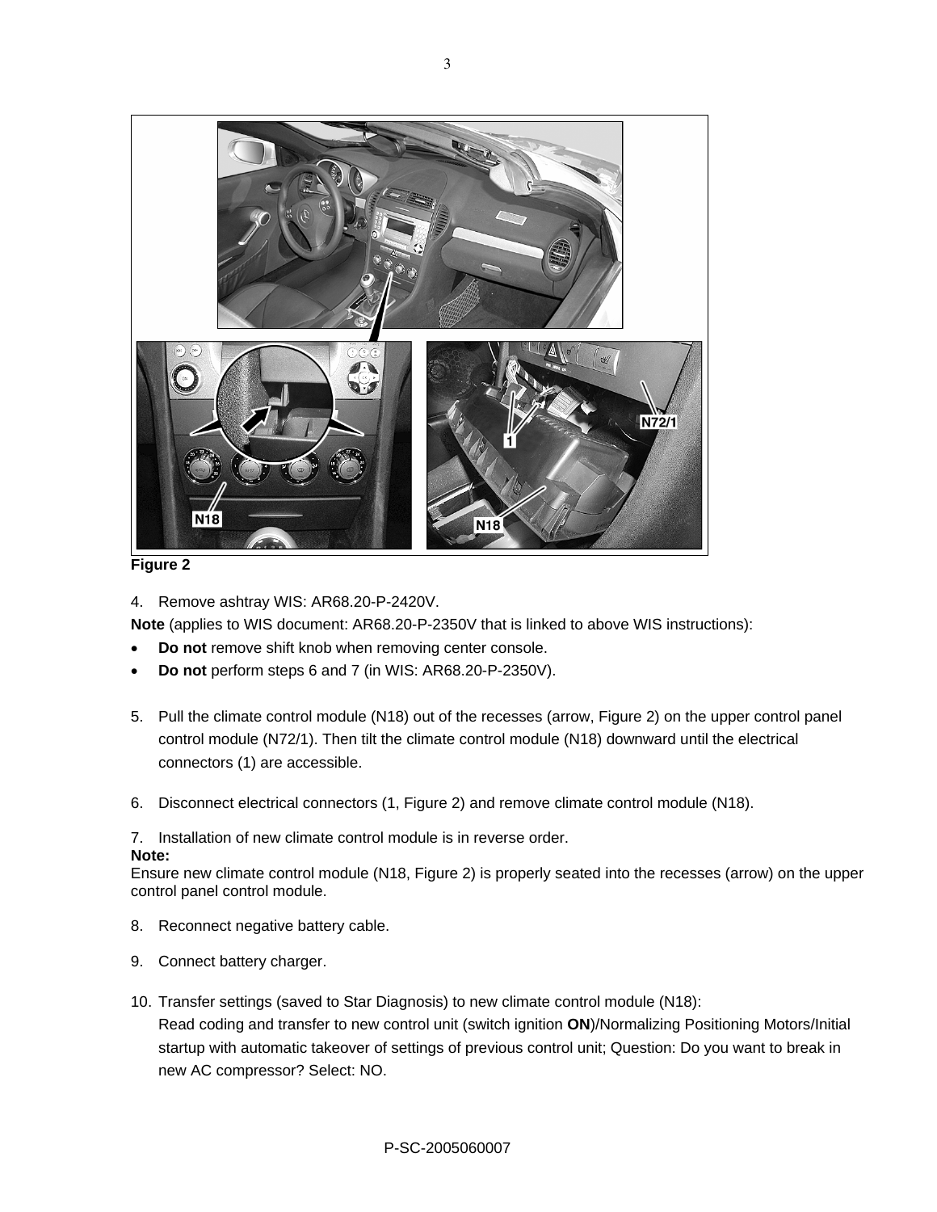**Figure 2**

4. Remove ashtray WIS: AR68.20-P-2420V.

**Note** (applies to WIS document: AR68.20-P-2350V that is linked to above WIS instructions):

- **Do not** remove shift knob when removing center console.
- **Do not** perform steps 6 and 7 (in WIS: AR68.20-P-2350V).

5. Pull the climate control module (N18) out of the recesses (arrow, Figure 2) on the upper control panel control module (N72/1). Then tilt the climate control module (N18) downward until the electrical connectors (1) are accessible.

6. Disconnect electrical connectors (1, Figure 2) and remove climate control module (N18).

7. Installation of new climate control module is in reverse order.

**Note:**
Ensure new climate control module (N18, Figure 2) is properly seated into the recesses (arrow) on the upper control panel control module.

8. Reconnect negative battery cable.

9. Connect battery charger.

10. Transfer settings (saved to Star Diagnosis) to new climate control module (N18):
    Read coding and transfer to new control unit (switch ignition **ON**)/Normalizing Positioning Motors/Initial startup with automatic takeover of settings of previous control unit; Question: Do you want to break in new AC compressor? Select: NO.

P-SC-2005060007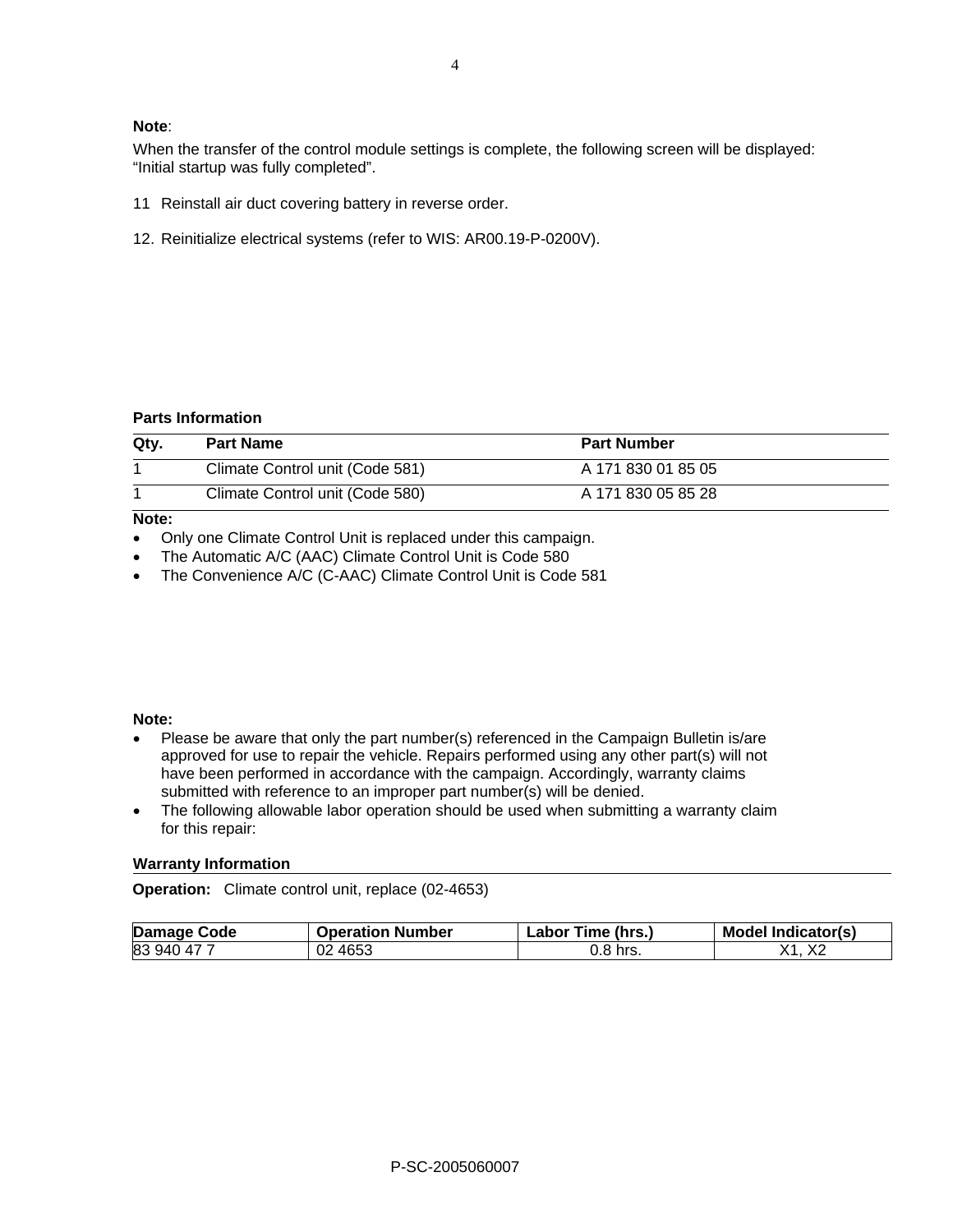**Note**:

When the transfer of the control module settings is complete, the following screen will be displayed: "Initial startup was fully completed".

11 Reinstall air duct covering battery in reverse order.

12. Reinitialize electrical systems (refer to WIS: AR00.19-P-0200V).

**Parts Information**

| Qty. | Part Name | Part Number |
|---|---|---|
| 1 | Climate Control unit (Code 581) | A 171 830 01 85 05 |
| 1 | Climate Control unit (Code 580) | A 171 830 05 85 28 |

**Note:**

- Only one Climate Control Unit is replaced under this campaign.
- The Automatic A/C (AAC) Climate Control Unit is Code 580
- The Convenience A/C (C-AAC) Climate Control Unit is Code 581

**Note:**

- Please be aware that only the part number(s) referenced in the Campaign Bulletin is/are approved for use to repair the vehicle. Repairs performed using any other part(s) will not have been performed in accordance with the campaign. Accordingly, warranty claims submitted with reference to an improper part number(s) will be denied.
- The following allowable labor operation should be used when submitting a warranty claim for this repair:

**Warranty Information**

**Operation:** Climate control unit, replace (02-4653)

| Damage Code | Operation Number | Labor Time (hrs.) | Model Indicator(s) |
|---|---|---|---|
| 83 940 47 7 | 02 4653 | 0.8 hrs. | X1, X2 |

P-SC-2005060007